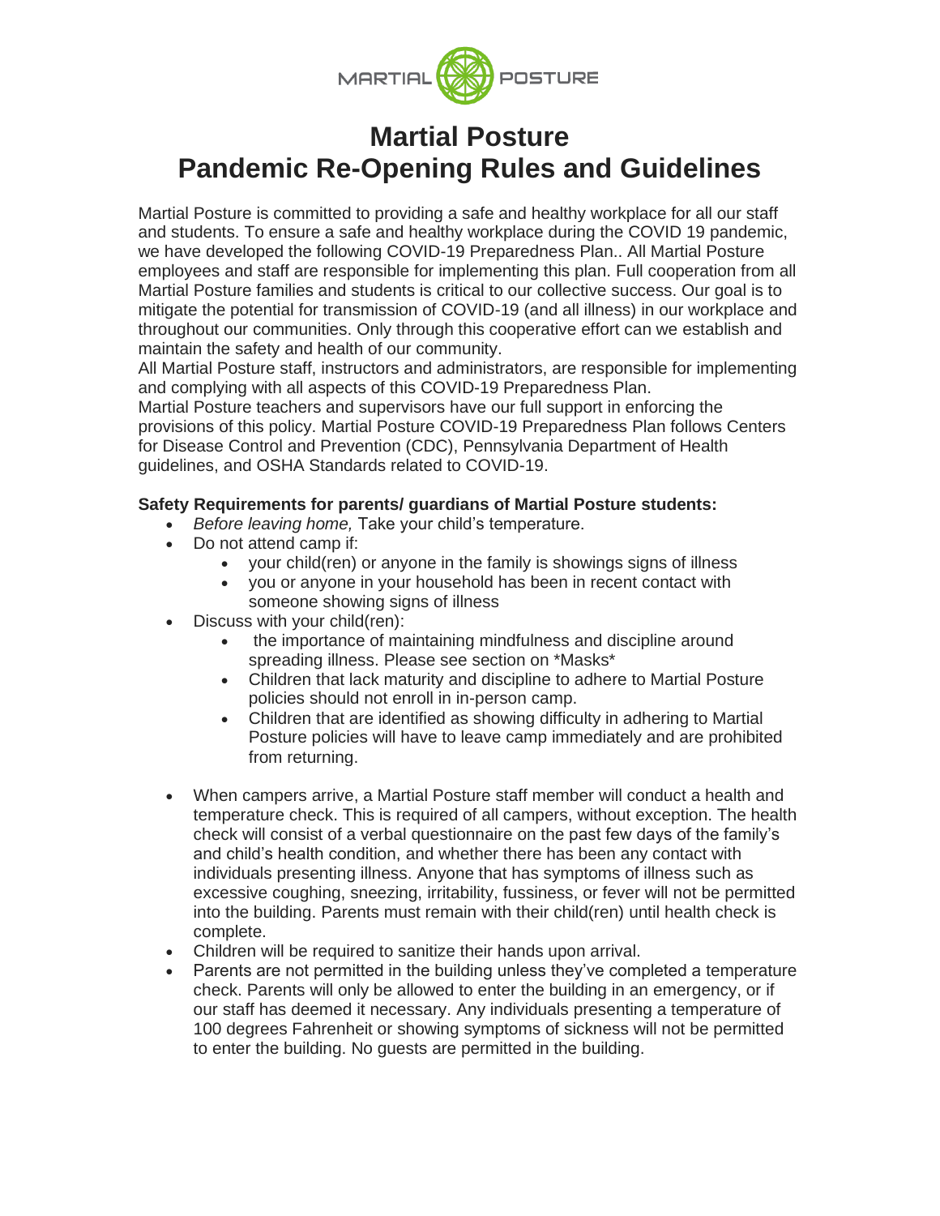# Martial Posture
# Pandemic Re-Opening Rules and Guidelines

Martial Posture is committed to providing a safe and healthy workplace for all our staff and students. To ensure a safe and healthy workplace during the COVID 19 pandemic, we have developed the following COVID-19 Preparedness Plan.. All Martial Posture employees and staff are responsible for implementing this plan. Full cooperation from all Martial Posture families and students is critical to our collective success. Our goal is to mitigate the potential for transmission of COVID-19 (and all illness) in our workplace and throughout our communities. Only through this cooperative effort can we establish and maintain the safety and health of our community.

All Martial Posture staff, instructors and administrators, are responsible for implementing and complying with all aspects of this COVID-19 Preparedness Plan.

Martial Posture teachers and supervisors have our full support in enforcing the provisions of this policy. Martial Posture COVID-19 Preparedness Plan follows Centers for Disease Control and Prevention (CDC), Pennsylvania Department of Health guidelines, and OSHA Standards related to COVID-19.

**Safety Requirements for parents/ guardians of Martial Posture students:**

- *Before leaving home,* Take your child's temperature.
- Do not attend camp if:
  - your child(ren) or anyone in the family is showings signs of illness
  - you or anyone in your household has been in recent contact with someone showing signs of illness
- Discuss with your child(ren):
  - the importance of maintaining mindfulness and discipline around spreading illness. Please see section on *Masks*
  - Children that lack maturity and discipline to adhere to Martial Posture policies should not enroll in in-person camp.
  - Children that are identified as showing difficulty in adhering to Martial Posture policies will have to leave camp immediately and are prohibited from returning.
- When campers arrive, a Martial Posture staff member will conduct a health and temperature check. This is required of all campers, without exception. The health check will consist of a verbal questionnaire on the past few days of the family's and child's health condition, and whether there has been any contact with individuals presenting illness. Anyone that has symptoms of illness such as excessive coughing, sneezing, irritability, fussiness, or fever will not be permitted into the building. Parents must remain with their child(ren) until health check is complete.
- Children will be required to sanitize their hands upon arrival.
- Parents are not permitted in the building unless they've completed a temperature check. Parents will only be allowed to enter the building in an emergency, or if our staff has deemed it necessary. Any individuals presenting a temperature of 100 degrees Fahrenheit or showing symptoms of sickness will not be permitted to enter the building. No guests are permitted in the building.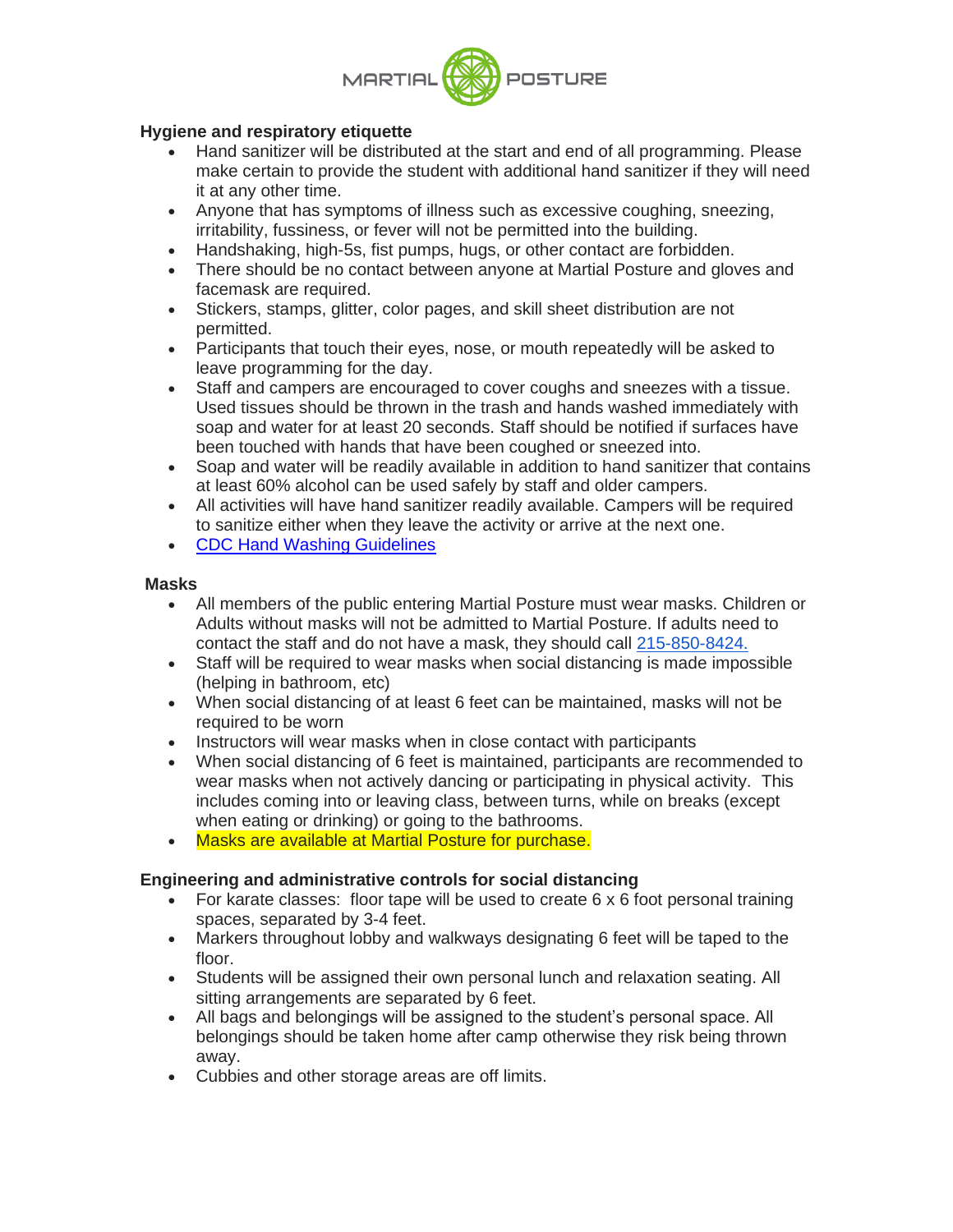**Hygiene and respiratory etiquette**

- Hand sanitizer will be distributed at the start and end of all programming. Please make certain to provide the student with additional hand sanitizer if they will need it at any other time.
- Anyone that has symptoms of illness such as excessive coughing, sneezing, irritability, fussiness, or fever will not be permitted into the building.
- Handshaking, high-5s, fist pumps, hugs, or other contact are forbidden.
- There should be no contact between anyone at Martial Posture and gloves and facemask are required.
- Stickers, stamps, glitter, color pages, and skill sheet distribution are not permitted.
- Participants that touch their eyes, nose, or mouth repeatedly will be asked to leave programming for the day.
- Staff and campers are encouraged to cover coughs and sneezes with a tissue. Used tissues should be thrown in the trash and hands washed immediately with soap and water for at least 20 seconds. Staff should be notified if surfaces have been touched with hands that have been coughed or sneezed into.
- Soap and water will be readily available in addition to hand sanitizer that contains at least 60% alcohol can be used safely by staff and older campers.
- All activities will have hand sanitizer readily available. Campers will be required to sanitize either when they leave the activity or arrive at the next one.
- CDC Hand Washing Guidelines

**Masks**

- All members of the public entering Martial Posture must wear masks. Children or Adults without masks will not be admitted to Martial Posture. If adults need to contact the staff and do not have a mask, they should call 215-850-8424.
- Staff will be required to wear masks when social distancing is made impossible (helping in bathroom, etc)
- When social distancing of at least 6 feet can be maintained, masks will not be required to be worn
- Instructors will wear masks when in close contact with participants
- When social distancing of 6 feet is maintained, participants are recommended to wear masks when not actively dancing or participating in physical activity. This includes coming into or leaving class, between turns, while on breaks (except when eating or drinking) or going to the bathrooms.
- Masks are available at Martial Posture for purchase.

**Engineering and administrative controls for social distancing**

- For karate classes: floor tape will be used to create 6 x 6 foot personal training spaces, separated by 3-4 feet.
- Markers throughout lobby and walkways designating 6 feet will be taped to the floor.
- Students will be assigned their own personal lunch and relaxation seating. All sitting arrangements are separated by 6 feet.
- All bags and belongings will be assigned to the student's personal space. All belongings should be taken home after camp otherwise they risk being thrown away.
- Cubbies and other storage areas are off limits.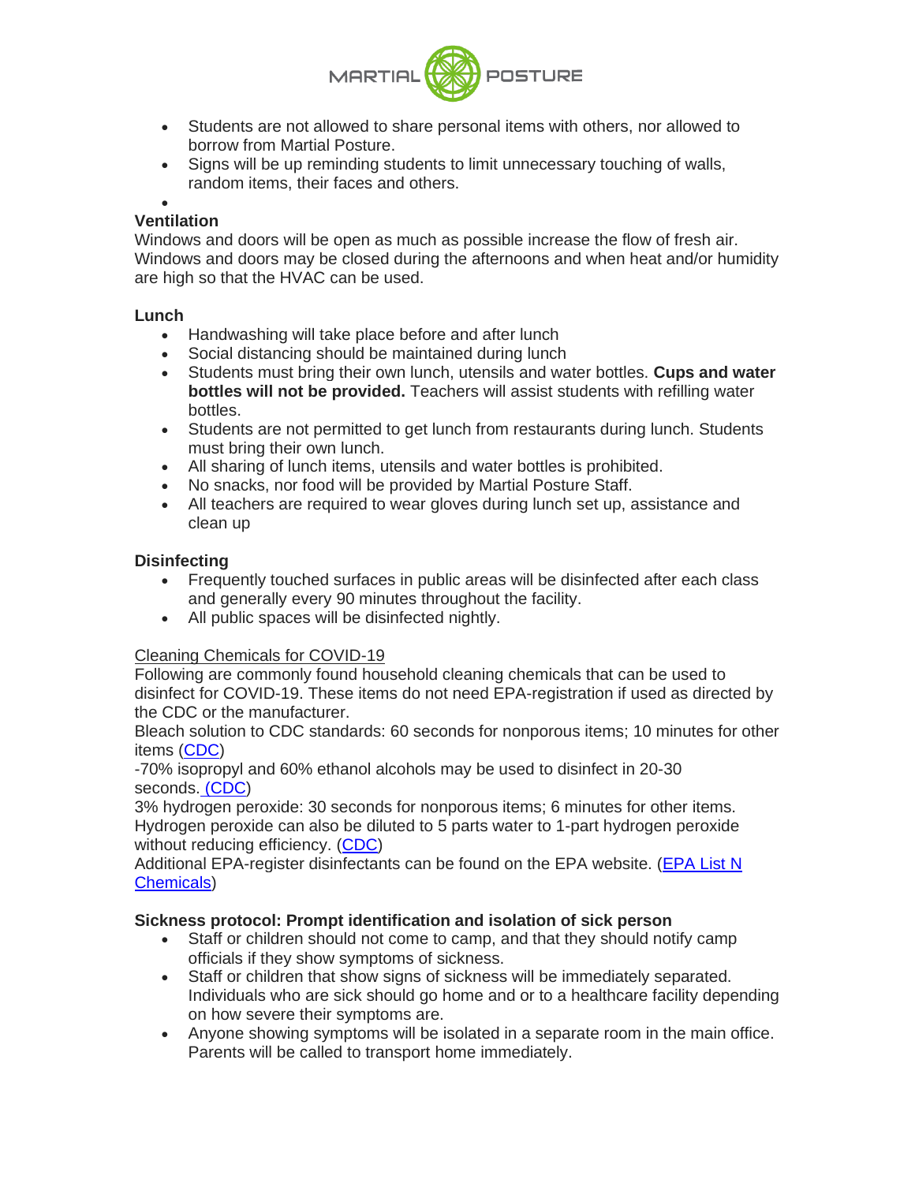- Students are not allowed to share personal items with others, nor allowed to borrow from Martial Posture.
- Signs will be up reminding students to limit unnecessary touching of walls, random items, their faces and others.

**Ventilation**

Windows and doors will be open as much as possible increase the flow of fresh air. Windows and doors may be closed during the afternoons and when heat and/or humidity are high so that the HVAC can be used.

**Lunch**

- Handwashing will take place before and after lunch
- Social distancing should be maintained during lunch
- Students must bring their own lunch, utensils and water bottles. **Cups and water bottles will not be provided.** Teachers will assist students with refilling water bottles.
- Students are not permitted to get lunch from restaurants during lunch. Students must bring their own lunch.
- All sharing of lunch items, utensils and water bottles is prohibited.
- No snacks, nor food will be provided by Martial Posture Staff.
- All teachers are required to wear gloves during lunch set up, assistance and clean up

**Disinfecting**

- Frequently touched surfaces in public areas will be disinfected after each class and generally every 90 minutes throughout the facility.
- All public spaces will be disinfected nightly.

Cleaning Chemicals for COVID-19

Following are commonly found household cleaning chemicals that can be used to disinfect for COVID-19. These items do not need EPA-registration if used as directed by the CDC or the manufacturer.

Bleach solution to CDC standards: 60 seconds for nonporous items; 10 minutes for other items (CDC)

-70% isopropyl and 60% ethanol alcohols may be used to disinfect in 20-30 seconds. (CDC)

3% hydrogen peroxide: 30 seconds for nonporous items; 6 minutes for other items. Hydrogen peroxide can also be diluted to 5 parts water to 1-part hydrogen peroxide without reducing efficiency. (CDC)

Additional EPA-register disinfectants can be found on the EPA website. (EPA List N Chemicals)

**Sickness protocol: Prompt identification and isolation of sick person**

- Staff or children should not come to camp, and that they should notify camp officials if they show symptoms of sickness.
- Staff or children that show signs of sickness will be immediately separated. Individuals who are sick should go home and or to a healthcare facility depending on how severe their symptoms are.
- Anyone showing symptoms will be isolated in a separate room in the main office. Parents will be called to transport home immediately.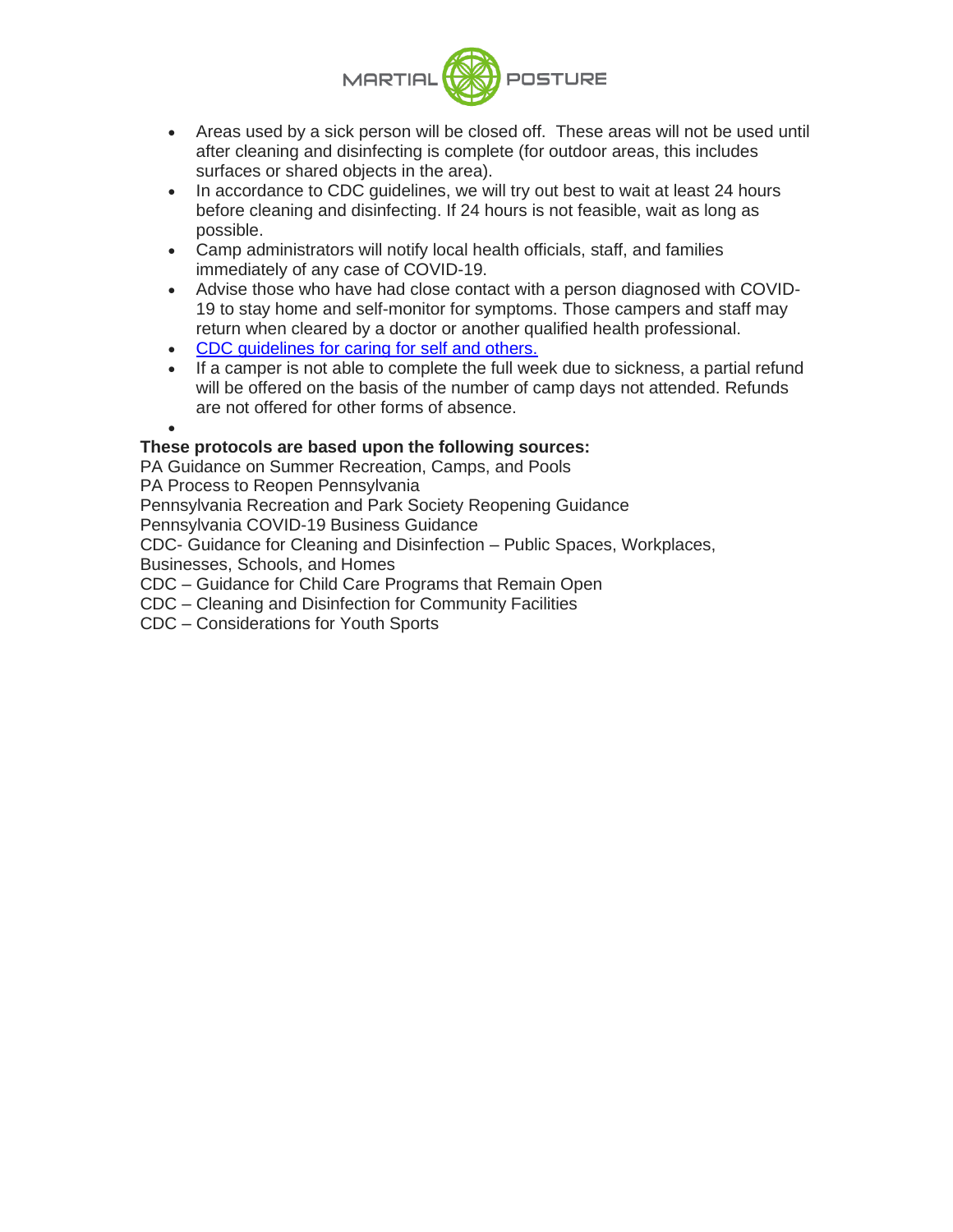- Areas used by a sick person will be closed off. These areas will not be used until after cleaning and disinfecting is complete (for outdoor areas, this includes surfaces or shared objects in the area).
- In accordance to CDC guidelines, we will try out best to wait at least 24 hours before cleaning and disinfecting. If 24 hours is not feasible, wait as long as possible.
- Camp administrators will notify local health officials, staff, and families immediately of any case of COVID-19.
- Advise those who have had close contact with a person diagnosed with COVID-19 to stay home and self-monitor for symptoms. Those campers and staff may return when cleared by a doctor or another qualified health professional.
- CDC guidelines for caring for self and others.
- If a camper is not able to complete the full week due to sickness, a partial refund will be offered on the basis of the number of camp days not attended. Refunds are not offered for other forms of absence.

**These protocols are based upon the following sources:**

PA Guidance on Summer Recreation, Camps, and Pools
PA Process to Reopen Pennsylvania
Pennsylvania Recreation and Park Society Reopening Guidance
Pennsylvania COVID-19 Business Guidance
CDC- Guidance for Cleaning and Disinfection – Public Spaces, Workplaces, Businesses, Schools, and Homes
CDC – Guidance for Child Care Programs that Remain Open
CDC – Cleaning and Disinfection for Community Facilities
CDC – Considerations for Youth Sports